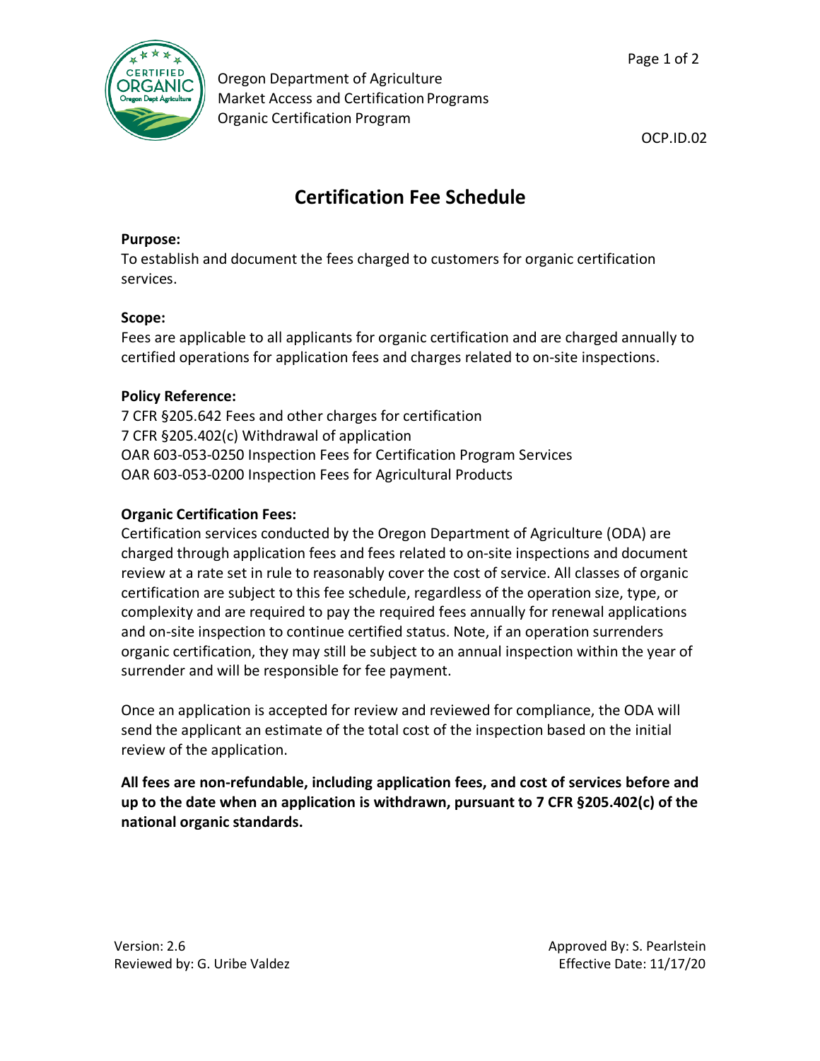Oregon Department of Agriculture
Market Access and Certification Programs
Organic Certification Program

OCP.ID.02

# Certification Fee Schedule

**Purpose:**
To establish and document the fees charged to customers for organic certification services.

**Scope:**
Fees are applicable to all applicants for organic certification and are charged annually to certified operations for application fees and charges related to on-site inspections.

**Policy Reference:**
7 CFR §205.642 Fees and other charges for certification
7 CFR §205.402(c) Withdrawal of application
OAR 603-053-0250 Inspection Fees for Certification Program Services
OAR 603-053-0200 Inspection Fees for Agricultural Products

**Organic Certification Fees:**
Certification services conducted by the Oregon Department of Agriculture (ODA) are charged through application fees and fees related to on-site inspections and document review at a rate set in rule to reasonably cover the cost of service. All classes of organic certification are subject to this fee schedule, regardless of the operation size, type, or complexity and are required to pay the required fees annually for renewal applications and on-site inspection to continue certified status. Note, if an operation surrenders organic certification, they may still be subject to an annual inspection within the year of surrender and will be responsible for fee payment.

Once an application is accepted for review and reviewed for compliance, the ODA will send the applicant an estimate of the total cost of the inspection based on the initial review of the application.

**All fees are non-refundable, including application fees, and cost of services before and up to the date when an application is withdrawn, pursuant to 7 CFR §205.402(c) of the national organic standards.**

Version: 2.6
Reviewed by: G. Uribe Valdez

Approved By: S. Pearlstein
Effective Date: 11/17/20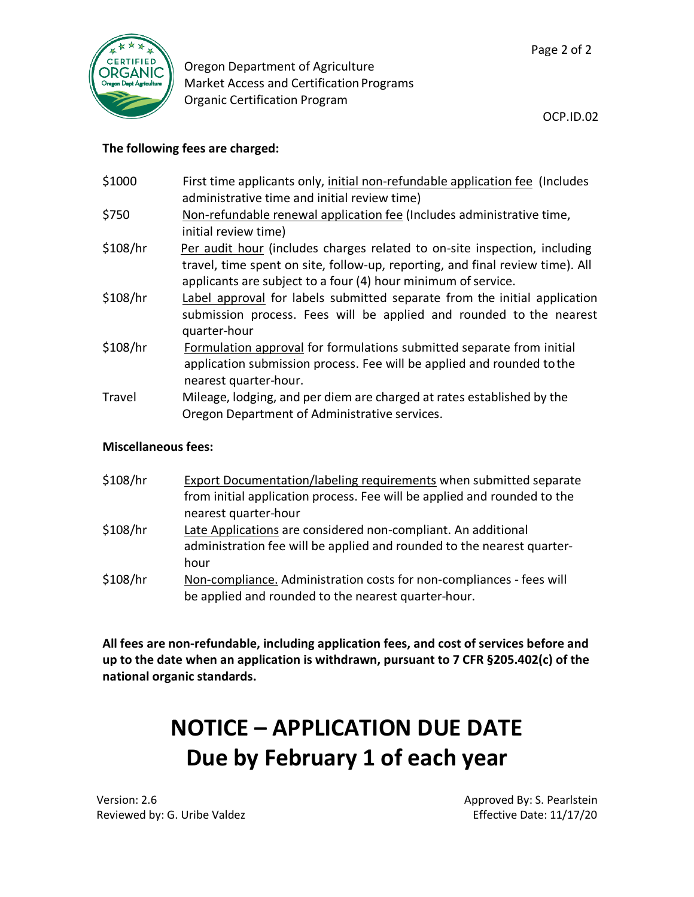Oregon Department of Agriculture
Market Access and Certification Programs
Organic Certification Program

OCP.ID.02

**The following fees are charged:**

| | |
|---|---|
| \$1000 | First time applicants only, initial non-refundable application fee (Includes administrative time and initial review time) |
| \$750 | Non-refundable renewal application fee (Includes administrative time, initial review time) |
| \$108/hr | Per audit hour (includes charges related to on-site inspection, including travel, time spent on site, follow-up, reporting, and final review time). All applicants are subject to a four (4) hour minimum of service. |
| \$108/hr | Label approval for labels submitted separate from the initial application submission process. Fees will be applied and rounded to the nearest quarter-hour |
| \$108/hr | Formulation approval for formulations submitted separate from initial application submission process. Fee will be applied and rounded to the nearest quarter-hour. |
| Travel | Mileage, lodging, and per diem are charged at rates established by the Oregon Department of Administrative services. |

**Miscellaneous fees:**

| | |
|---|---|
| \$108/hr | Export Documentation/labeling requirements when submitted separate from initial application process. Fee will be applied and rounded to the nearest quarter-hour |
| \$108/hr | Late Applications are considered non-compliant. An additional administration fee will be applied and rounded to the nearest quarter-hour |
| \$108/hr | Non-compliance. Administration costs for non-compliances - fees will be applied and rounded to the nearest quarter-hour. |

**All fees are non-refundable, including application fees, and cost of services before and up to the date when an application is withdrawn, pursuant to 7 CFR §205.402(c) of the national organic standards.**

# NOTICE – APPLICATION DUE DATE
# Due by February 1 of each year

Version: 2.6
Reviewed by: G. Uribe Valdez
Approved By: S. Pearlstein
Effective Date: 11/17/20